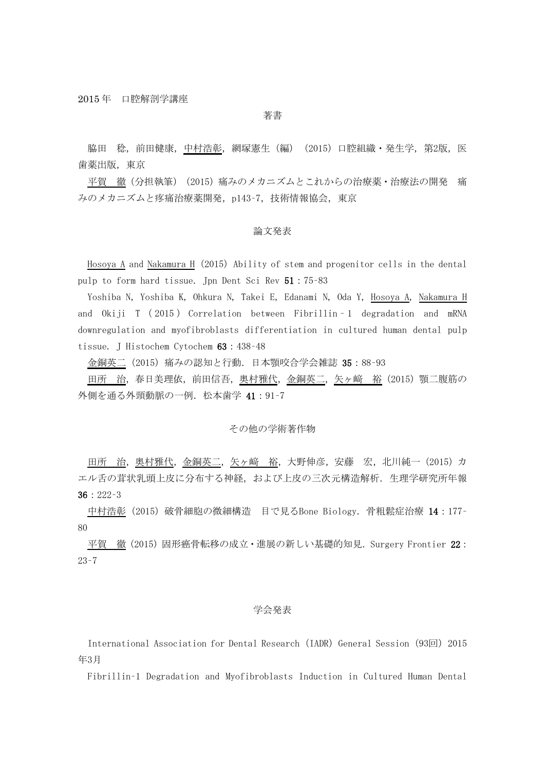2015 年　口腔解剖学講座

## 著書

脇田　稔，前田健康，<u>中村浩彰</u>，網塚憲生（編）（2015）口腔組織・発生学，第2版，医歯薬出版，東京

<u>平賀　徹</u>（分担執筆）（2015）痛みのメカニズムとこれからの治療薬・治療法の開発　痛みのメカニズムと疼痛治療薬開発，p143-7，技術情報協会，東京

## 論文発表

<u>Hosoya A</u> and <u>Nakamura H</u> (2015) Ability of stem and progenitor cells in the dental pulp to form hard tissue. Jpn Dent Sci Rev **51**：75-83

Yoshiba N, Yoshiba K, Ohkura N, Takei E, Edanami N, Oda Y, <u>Hosoya A</u>, <u>Nakamura H</u> and Okiji T (2015) Correlation between Fibrillin‐1 degradation and mRNA downregulation and myofibroblasts differentiation in cultured human dental pulp tissue. J Histochem Cytochem **63**：438-48

<u>金銅英二</u>（2015）痛みの認知と行動．日本顎咬合学会雑誌 **35**：88-93

<u>田所　治</u>，春日美理依，前田信吾，<u>奥村雅代</u>，<u>金銅英二</u>，<u>矢ヶ﨑　裕</u>（2015）顎二腹筋の外側を通る外頸動脈の一例．松本歯学 **41**：91-7

## その他の学術著作物

<u>田所　治</u>，<u>奥村雅代</u>，<u>金銅英二</u>，<u>矢ヶ﨑　裕</u>，大野伸彦，安藤　宏，北川純一（2015）カエル舌の茸状乳頭上皮に分布する神経，および上皮の三次元構造解析．生理学研究所年報 **36**：222-3

<u>中村浩彰</u>（2015）破骨細胞の微細構造　目で見るBone Biology．骨粗鬆症治療 **14**：177-80

<u>平賀　徹</u>（2015）固形癌骨転移の成立・進展の新しい基礎的知見．Surgery Frontier **22**：23-7

## 学会発表

International Association for Dental Research (IADR) General Session (93回) 2015年3月

Fibrillin-1 Degradation and Myofibroblasts Induction in Cultured Human Dental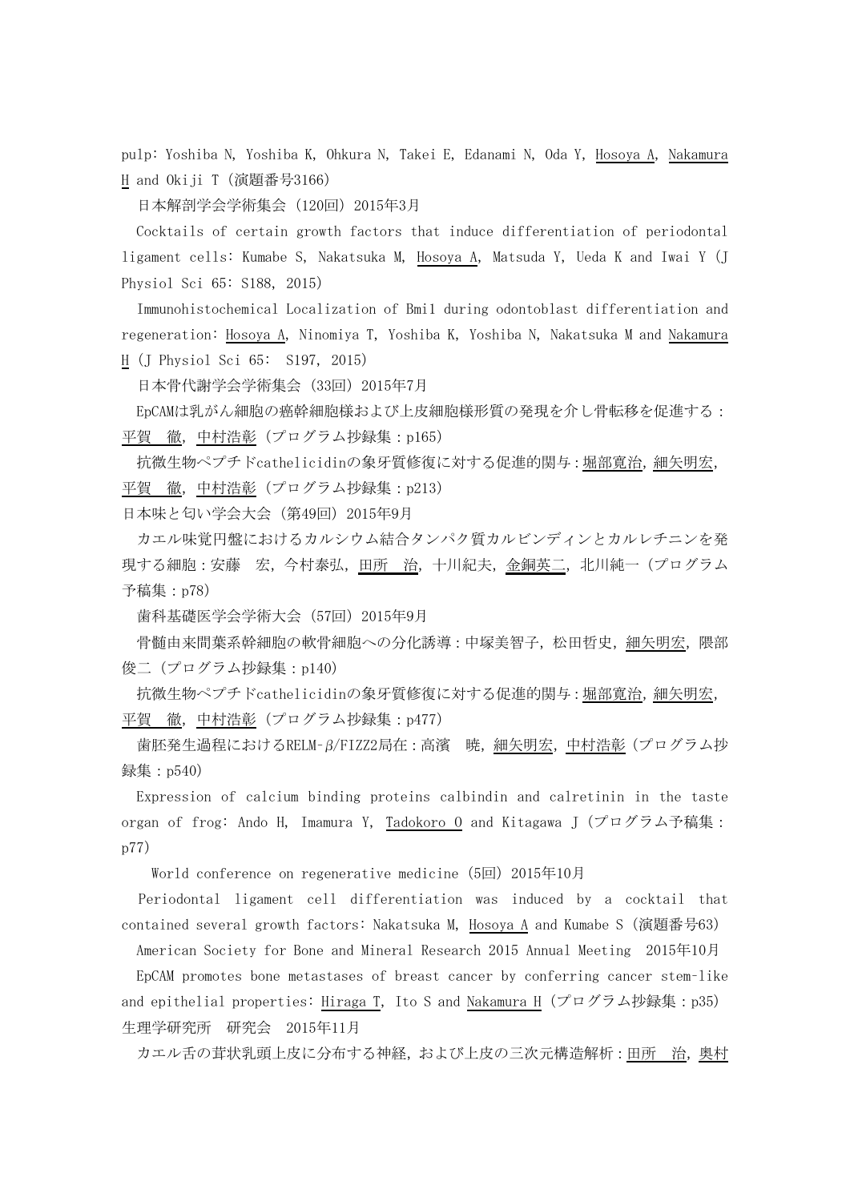pulp: Yoshiba N, Yoshiba K, Ohkura N, Takei E, Edanami N, Oda Y, Hosoya A, Nakamura H and Okiji T（演題番号3166）

日本解剖学会学術集会（120回）2015年3月

Cocktails of certain growth factors that induce differentiation of periodontal ligament cells: Kumabe S, Nakatsuka M, Hosoya A, Matsuda Y, Ueda K and Iwai Y (J Physiol Sci 65: S188, 2015)

Immunohistochemical Localization of Bmi1 during odontoblast differentiation and regeneration: Hosoya A, Ninomiya T, Yoshiba K, Yoshiba N, Nakatsuka M and Nakamura H (J Physiol Sci 65: S197, 2015)

日本骨代謝学会学術集会（33回）2015年7月

EpCAMは乳がん細胞の癌幹細胞様および上皮細胞様形質の発現を介し骨転移を促進する：平賀　徹，中村浩彰（プログラム抄録集：p165）

抗微生物ペプチドcathelicidinの象牙質修復に対する促進的関与：堀部寛治，細矢明宏，平賀　徹，中村浩彰（プログラム抄録集：p213）

日本味と匂い学会大会（第49回）2015年9月

カエル味覚円盤におけるカルシウム結合タンパク質カルビンディンとカルレチニンを発現する細胞：安藤　宏，今村泰弘，田所　治，十川紀夫，金銅英二，北川純一（プログラム予稿集：p78）

歯科基礎医学会学術大会（57回）2015年9月

骨髄由来間葉系幹細胞の軟骨細胞への分化誘導：中塚美智子，松田哲史，細矢明宏，隈部俊二（プログラム抄録集：p140）

抗微生物ペプチドcathelicidinの象牙質修復に対する促進的関与：堀部寛治，細矢明宏，平賀　徹，中村浩彰（プログラム抄録集：p477）

歯胚発生過程におけるRELM-β/FIZZ2局在：高濱　暁，細矢明宏，中村浩彰（プログラム抄録集：p540）

Expression of calcium binding proteins calbindin and calretinin in the taste organ of frog: Ando H, Imamura Y, Tadokoro O and Kitagawa J（プログラム予稿集：p77）

World conference on regenerative medicine（5回）2015年10月

Periodontal ligament cell differentiation was induced by a cocktail that contained several growth factors: Nakatsuka M, Hosoya A and Kumabe S（演題番号63）

American Society for Bone and Mineral Research 2015 Annual Meeting　2015年10月

EpCAM promotes bone metastases of breast cancer by conferring cancer stem-like and epithelial properties: Hiraga T, Ito S and Nakamura H（プログラム抄録集：p35）

生理学研究所　研究会　2015年11月

カエル舌の茸状乳頭上皮に分布する神経，および上皮の三次元構造解析：田所　治，奥村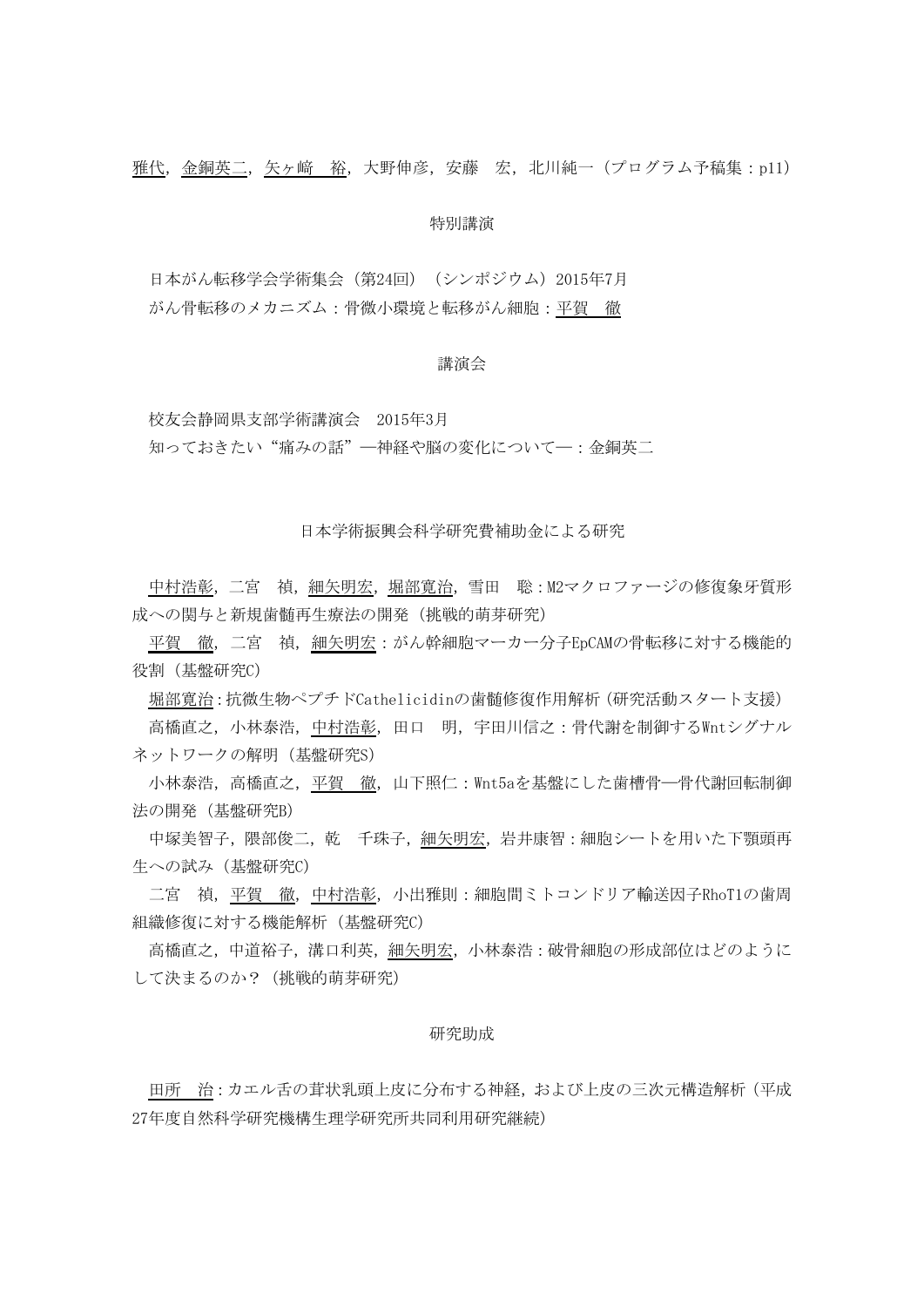雅代，金銅英二，矢ヶ崎　裕，大野伸彦，安藤　宏，北川純一（プログラム予稿集：p11）

## 特別講演

日本がん転移学会学術集会（第24回）（シンポジウム）2015年7月
がん骨転移のメカニズム：骨微小環境と転移がん細胞：平賀　徹

## 講演会

校友会静岡県支部学術講演会　2015年3月
知っておきたい“痛みの話”―神経や脳の変化について―：金銅英二

## 日本学術振興会科学研究費補助金による研究

中村浩彰，二宮　禎，細矢明宏，堀部寛治，雪田　聡：M2マクロファージの修復象牙質形成への関与と新規歯髄再生療法の開発（挑戦的萌芽研究）

平賀　徹，二宮　禎，細矢明宏：がん幹細胞マーカー分子EpCAMの骨転移に対する機能的役割（基盤研究C）

堀部寛治：抗微生物ペプチドCathelicidinの歯髄修復作用解析（研究活動スタート支援）

高橋直之，小林泰浩，中村浩彰，田口　明，宇田川信之：骨代謝を制御するWntシグナルネットワークの解明（基盤研究S）

小林泰浩，高橋直之，平賀　徹，山下照仁：Wnt5aを基盤にした歯槽骨―骨代謝回転制御法の開発（基盤研究B）

中塚美智子，隈部俊二，乾　千珠子，細矢明宏，岩井康智：細胞シートを用いた下顎頭再生への試み（基盤研究C）

二宮　禎，平賀　徹，中村浩彰，小出雅則：細胞間ミトコンドリア輸送因子RhoT1の歯周組織修復に対する機能解析（基盤研究C）

高橋直之，中道裕子，溝口利英，細矢明宏，小林泰浩：破骨細胞の形成部位はどのようにして決まるのか？（挑戦的萌芽研究）

## 研究助成

田所　治：カエル舌の茸状乳頭上皮に分布する神経，および上皮の三次元構造解析（平成27年度自然科学研究機構生理学研究所共同利用研究継続）